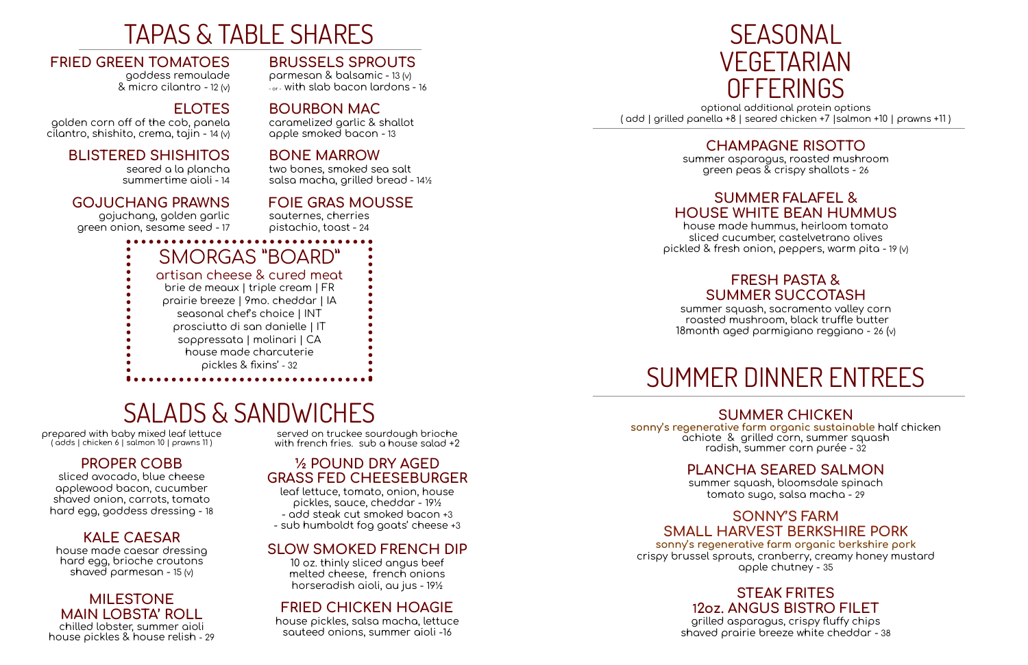# TAPAS & TABLE SHARES

### FRIED GREEN TOMATOES
goddess remoulade
& micro cilantro - 12 (v)

### ELOTES
golden corn off of the cob, panela
cilantro, shishito, crema, tajin - 14 (v)

### BLISTERED SHISHITOS
seared a la plancha
summertime aioli - 14

### GOJUCHANG PRAWNS
gojuchang, golden garlic
green onion, sesame seed - 17

### BRUSSELS SPROUTS
parmesan & balsamic - 13 (v)
- or - with slab bacon lardons - 16

### BOURBON MAC
caramelized garlic & shallot
apple smoked bacon - 13

### BONE MARROW
two bones, smoked sea salt
salsa macha, grilled bread - 14½

### FOIE GRAS MOUSSE
sauternes, cherries
pistachio, toast - 24

## SMORGAS "BOARD"
artisan cheese & cured meat
brie de meaux | triple cream | FR
prairie breeze | 9mo. cheddar | IA
seasonal chef's choice | INT
prosciutto di san danielle | IT
soppressata | molinari | CA
house made charcuterie
pickles & fixins' - 32

# SALADS & SANDWICHES

prepared with baby mixed leaf lettuce
( adds | chicken 6 | salmon 10 | prawns 11 )

### PROPER COBB
sliced avocado, blue cheese
applewood bacon, cucumber
shaved onion, carrots, tomato
hard egg, goddess dressing - 18

### KALE CAESAR
house made caesar dressing
hard egg, brioche croutons
shaved parmesan - 15 (v)

### MILESTONE MAIN LOBSTA' ROLL
chilled lobster, summer aioli
house pickles & house relish - 29

served on truckee sourdough brioche
with french fries. sub a house salad +2

### ½ POUND DRY AGED GRASS FED CHEESEBURGER
leaf lettuce, tomato, onion, house
pickles, sauce, cheddar - 19½
- add steak cut smoked bacon +3
- sub humboldt fog goats' cheese +3

### SLOW SMOKED FRENCH DIP
10 oz. thinly sliced angus beef
melted cheese, french onions
horseradish aioli, au jus - 19½

### FRIED CHICKEN HOAGIE
house pickles, salsa macha, lettuce
sauteed onions, summer aioli -16

# SEASONAL VEGETARIAN OFFERINGS

optional additional protein options
( add | grilled panella +8 | seared chicken +7 |salmon +10 | prawns +11 )

### CHAMPAGNE RISOTTO
summer asparagus, roasted mushroom
green peas & crispy shallots - 26

### SUMMER FALAFEL & HOUSE WHITE BEAN HUMMUS
house made hummus, heirloom tomato
sliced cucumber, castelvetrano olives
pickled & fresh onion, peppers, warm pita - 19 (v)

### FRESH PASTA & SUMMER SUCCOTASH
summer squash, sacramento valley corn
roasted mushroom, black truffle butter
18month aged parmigiano reggiano - 26 (v)

# SUMMER DINNER ENTREES

### SUMMER CHICKEN
**sonny's regenerative farm organic sustainable** half chicken
achiote & grilled corn, summer squash
radish, summer corn purée - 32

### PLANCHA SEARED SALMON
summer squash, bloomsdale spinach
tomato sugo, salsa macha - 29

### SONNY'S FARM SMALL HARVEST BERKSHIRE PORK
**sonny's regenerative farm organic berkshire pork**
crispy brussel sprouts, cranberry, creamy honey mustard
apple chutney - 35

### STEAK FRITES 12oz. ANGUS BISTRO FILET
grilled asparagus, crispy fluffy chips
shaved prairie breeze white cheddar - 38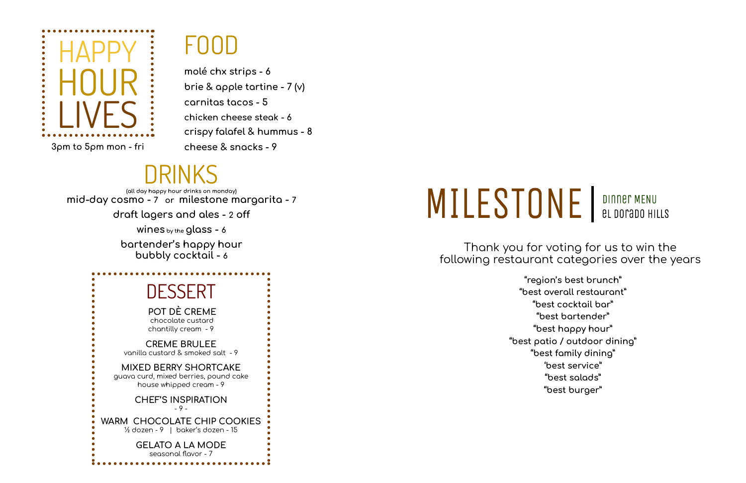# HAPPY HOUR LIVES

3pm to 5pm mon - fri

## FOOD

**molé chx strips - 6**
**brie & apple tartine - 7 (v)**
**carnitas tacos - 5**
**chicken cheese steak - 6**
**crispy falafel & hummus - 8**
**cheese & snacks - 9**

## DRINKS

(all day happy hour drinks on monday)

**mid-day cosmo - 7** or **milestone margarita - 7**

**draft lagers and ales - 2 off**

**wines by the glass - 6**

**bartender's happy hour bubbly cocktail - 6**

## DESSERT

POT DÈ CREME
chocolate custard
chantilly cream - 9

CREME BRULEE
vanilla custard & smoked salt - 9

MIXED BERRY SHORTCAKE
guava curd, mixed berries, pound cake
house whipped cream - 9

CHEF'S INSPIRATION
- 9 -

WARM CHOCOLATE CHIP COOKIES
½ dozen - 9 | baker's dozen - 15

GELATO A LA MODE
seasonal flavor - 7

# MILESTONE | DINNER MENU EL DORADO HILLS

Thank you for voting for us to win the following restaurant categories over the years

**"region's best brunch"**
**"best overall restaurant"**
**"best cocktail bar"**
**"best bartender"**
**"best happy hour"**
**"best patio / outdoor dining"**
**"best family dining"**
**'best service"**
**"best salads"**
**"best burger"**